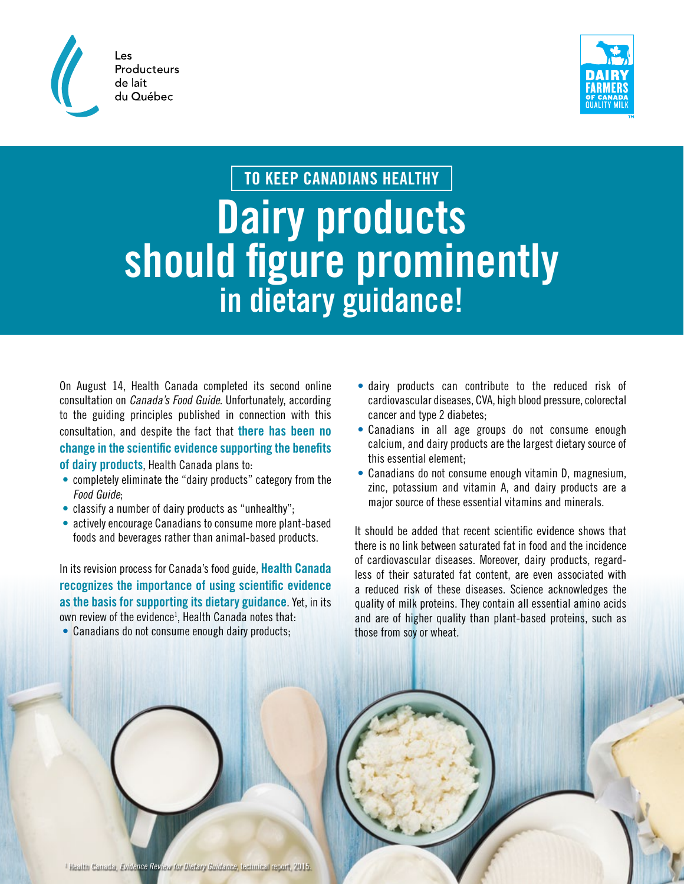Les Producteurs de lait du Québec

DAIRY FARMERS OF CANADA QUALITY MILK

TO KEEP CANADIANS HEALTHY

# Dairy products should figure prominently in dietary guidance!

On August 14, Health Canada completed its second online consultation on *Canada's Food Guide*. Unfortunately, according to the guiding principles published in connection with this consultation, and despite the fact that **there has been no change in the scientific evidence supporting the benefits of dairy products**, Health Canada plans to:

- completely eliminate the "dairy products" category from the *Food Guide*;
- classify a number of dairy products as "unhealthy";
- actively encourage Canadians to consume more plant-based foods and beverages rather than animal-based products.

In its revision process for Canada's food guide, **Health Canada recognizes the importance of using scientific evidence as the basis for supporting its dietary guidance**. Yet, in its own review of the evidence[1], Health Canada notes that:

- Canadians do not consume enough dairy products;
- dairy products can contribute to the reduced risk of cardiovascular diseases, CVA, high blood pressure, colorectal cancer and type 2 diabetes;
- Canadians in all age groups do not consume enough calcium, and dairy products are the largest dietary source of this essential element;
- Canadians do not consume enough vitamin D, magnesium, zinc, potassium and vitamin A, and dairy products are a major source of these essential vitamins and minerals.

It should be added that recent scientific evidence shows that there is no link between saturated fat in food and the incidence of cardiovascular diseases. Moreover, dairy products, regardless of their saturated fat content, are even associated with a reduced risk of these diseases. Science acknowledges the quality of milk proteins. They contain all essential amino acids and are of higher quality than plant-based proteins, such as those from soy or wheat.

[1] Health Canada, *Evidence Review for Dietary Guidance*, technical report, 2015.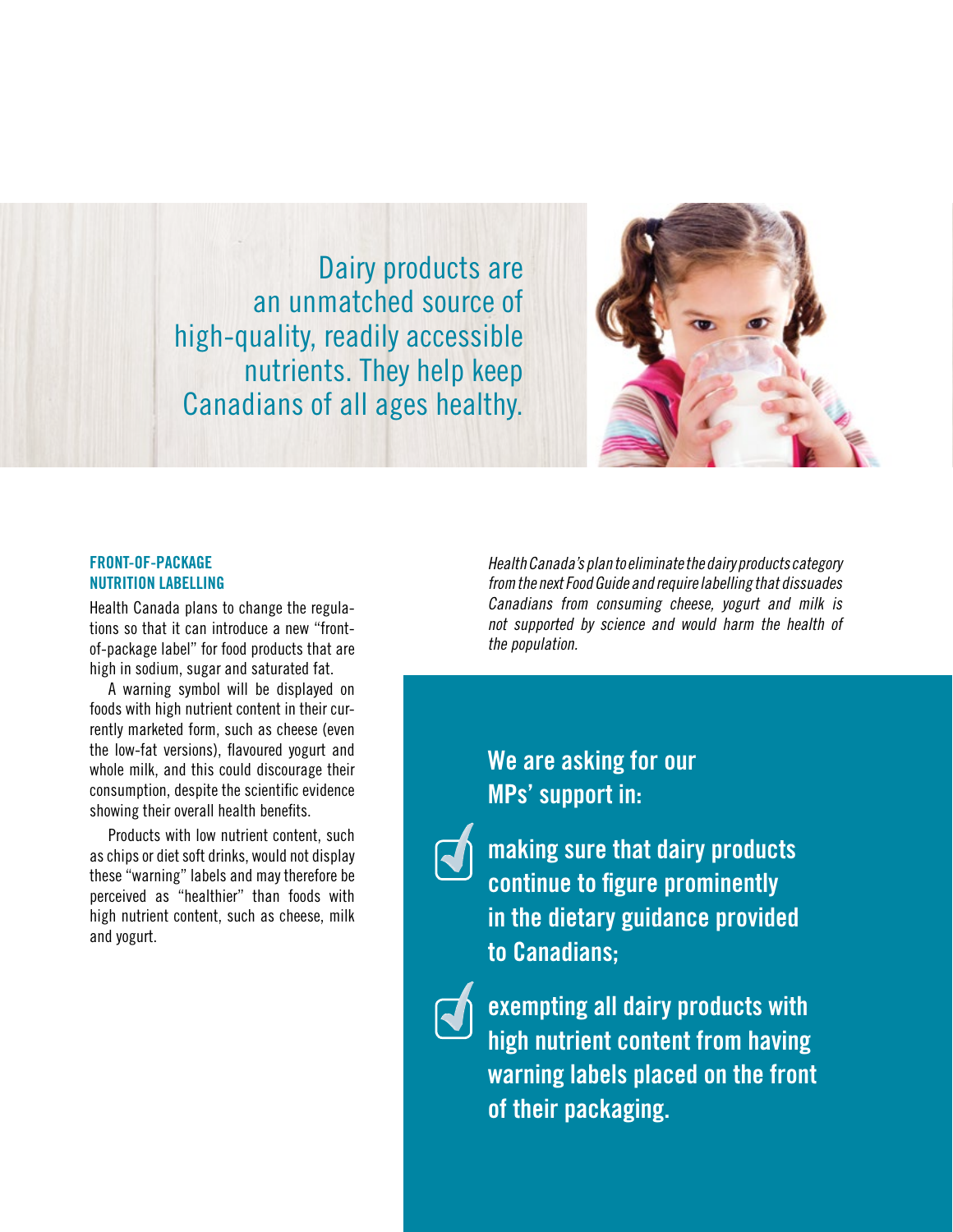Dairy products are an unmatched source of high-quality, readily accessible nutrients. They help keep Canadians of all ages healthy.

### FRONT-OF-PACKAGE NUTRITION LABELLING

Health Canada plans to change the regulations so that it can introduce a new "front-of-package label" for food products that are high in sodium, sugar and saturated fat.

A warning symbol will be displayed on foods with high nutrient content in their currently marketed form, such as cheese (even the low-fat versions), flavoured yogurt and whole milk, and this could discourage their consumption, despite the scientific evidence showing their overall health benefits.

Products with low nutrient content, such as chips or diet soft drinks, would not display these "warning" labels and may therefore be perceived as "healthier" than foods with high nutrient content, such as cheese, milk and yogurt.

*Health Canada's plan to eliminate the dairy products category from the next Food Guide and require labelling that dissuades Canadians from consuming cheese, yogurt and milk is not supported by science and would harm the health of the population.*

**We are asking for our MPs' support in:**

- **making sure that dairy products continue to figure prominently in the dietary guidance provided to Canadians;**
- **exempting all dairy products with high nutrient content from having warning labels placed on the front of their packaging.**